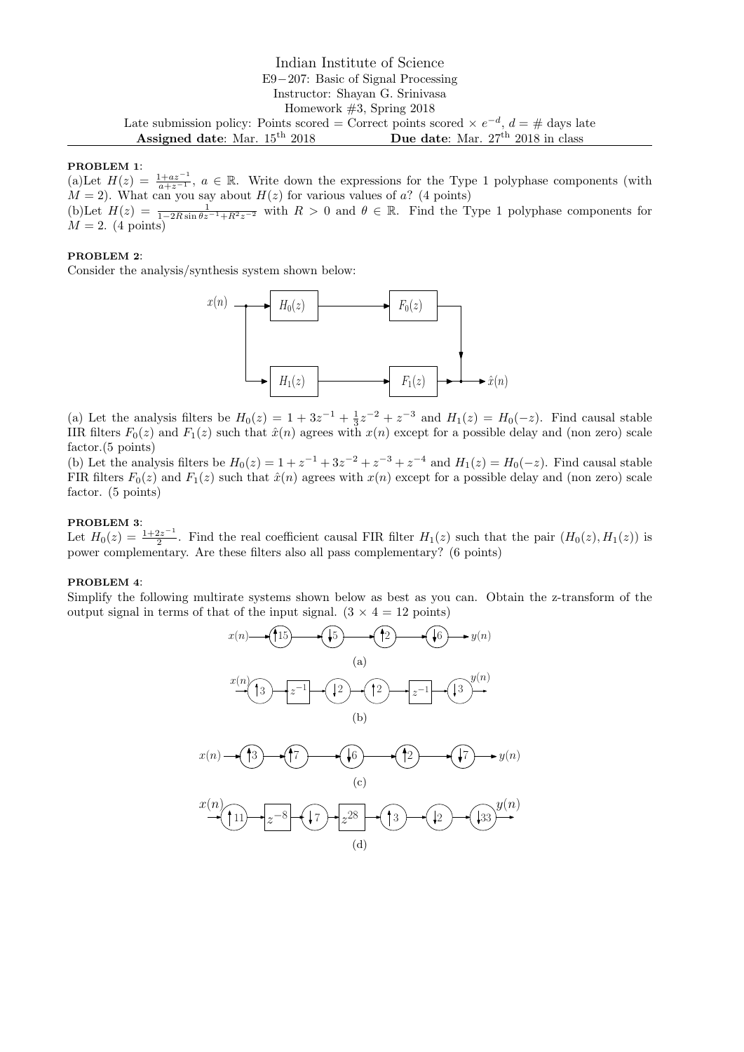Indian Institute of Science
E9−207: Basic of Signal Processing
Instructor: Shayan G. Srinivasa
Homework #3, Spring 2018
Late submission policy: Points scored = Correct points scored × $e^{-d}$, $d$ = # days late
**Assigned date**: Mar. 15$^{\text{th}}$ 2018 **Due date**: Mar. 27$^{\text{th}}$ 2018 in class

---

**PROBLEM 1**:

(a)Let $H(z) = \frac{1+az^{-1}}{a+z^{-1}}$, $a \in \mathbb{R}$. Write down the expressions for the Type 1 polyphase components (with $M = 2$). What can you say about $H(z)$ for various values of $a$? (4 points)

(b)Let $H(z) = \frac{1}{1-2R\sin\theta z^{-1}+R^2z^{-2}}$ with $R > 0$ and $\theta \in \mathbb{R}$. Find the Type 1 polyphase components for $M = 2$. (4 points)

**PROBLEM 2**:

Consider the analysis/synthesis system shown below:

$x(n)$ → [$H_0(z)$] → [$F_0(z)$] → (+) → $\hat{x}(n)$
$x(n)$ → [$H_1(z)$] → [$F_1(z)$] → (+)

(a) Let the analysis filters be $H_0(z) = 1 + 3z^{-1} + \frac{1}{3}z^{-2} + z^{-3}$ and $H_1(z) = H_0(-z)$. Find causal stable IIR filters $F_0(z)$ and $F_1(z)$ such that $\hat{x}(n)$ agrees with $x(n)$ except for a possible delay and (non zero) scale factor.(5 points)

(b) Let the analysis filters be $H_0(z) = 1 + z^{-1} + 3z^{-2} + z^{-3} + z^{-4}$ and $H_1(z) = H_0(-z)$. Find causal stable FIR filters $F_0(z)$ and $F_1(z)$ such that $\hat{x}(n)$ agrees with $x(n)$ except for a possible delay and (non zero) scale factor. (5 points)

**PROBLEM 3**:

Let $H_0(z) = \frac{1+2z^{-1}}{2}$. Find the real coefficient causal FIR filter $H_1(z)$ such that the pair $(H_0(z), H_1(z))$ is power complementary. Are these filters also all pass complementary? (6 points)

**PROBLEM 4**:

Simplify the following multirate systems shown below as best as you can. Obtain the z-transform of the output signal in terms of that of the input signal. (3 × 4 = 12 points)

$x(n)$ → $\uparrow 15$ → $\downarrow 5$ → $\uparrow 2$ → $\downarrow 6$ → $y(n)$

(a)

$x(n)$ → $\uparrow 3$ → $z^{-1}$ → $\downarrow 2$ → $\uparrow 2$ → $z^{-1}$ → $\downarrow 3$ → $y(n)$

(b)

$x(n)$ → $\uparrow 3$ → $\uparrow 7$ → $\downarrow 6$ → $\uparrow 2$ → $\downarrow 7$ → $y(n)$

(c)

$x(n)$ → $\uparrow 11$ → $z^{-8}$ → $\downarrow 7$ → $z^{28}$ → $\uparrow 3$ → $\downarrow 2$ → $\downarrow 33$ → $y(n)$

(d)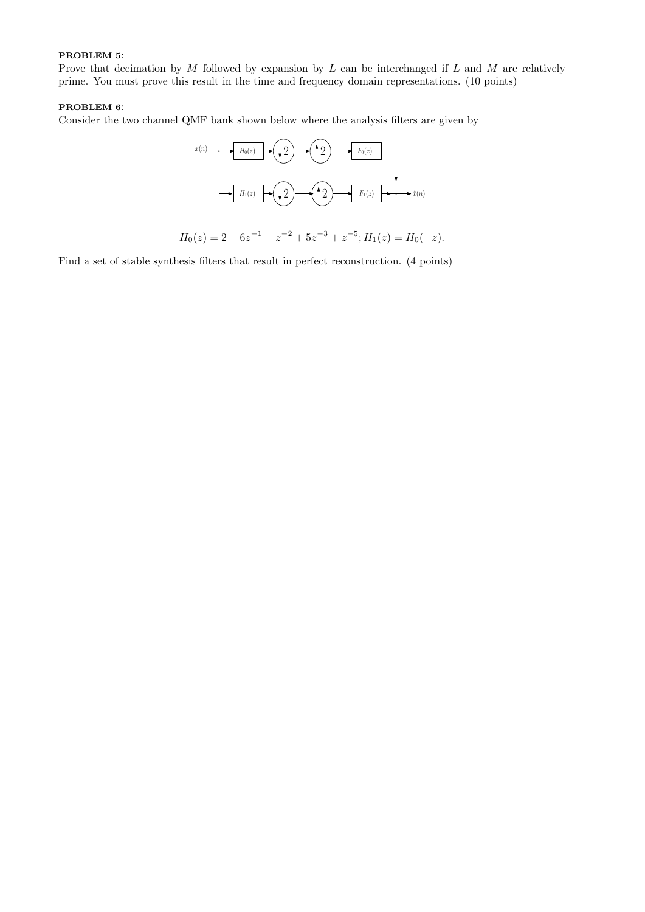**PROBLEM 5**:
Prove that decimation by $M$ followed by expansion by $L$ can be interchanged if $L$ and $M$ are relatively prime. You must prove this result in the time and frequency domain representations. (10 points)

**PROBLEM 6**:
Consider the two channel QMF bank shown below where the analysis filters are given by

$x(n)$

$H_0(z)$ $\downarrow 2$ $\uparrow 2$ $F_0(z)$

$H_1(z)$ $\downarrow 2$ $\uparrow 2$ $F_1(z)$

$\hat{x}(n)$

$$H_0(z) = 2 + 6z^{-1} + z^{-2} + 5z^{-3} + z^{-5}; H_1(z) = H_0(-z).$$

Find a set of stable synthesis filters that result in perfect reconstruction. (4 points)